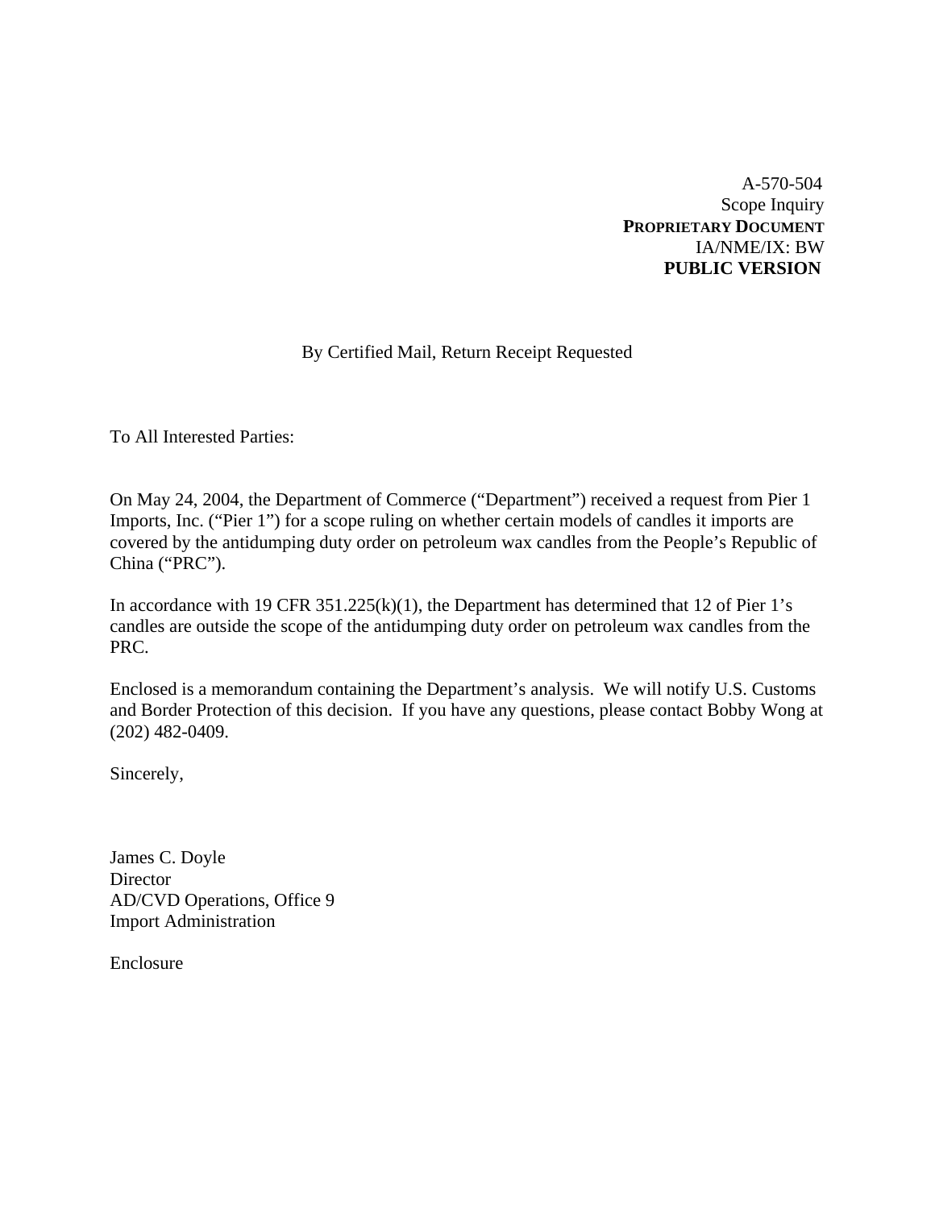A-570-504
Scope Inquiry
**PROPRIETARY DOCUMENT**
IA/NME/IX: BW
**PUBLIC VERSION**

By Certified Mail, Return Receipt Requested

To All Interested Parties:

On May 24, 2004, the Department of Commerce ("Department") received a request from Pier 1 Imports, Inc. ("Pier 1") for a scope ruling on whether certain models of candles it imports are covered by the antidumping duty order on petroleum wax candles from the People's Republic of China ("PRC").

In accordance with 19 CFR 351.225(k)(1), the Department has determined that 12 of Pier 1's candles are outside the scope of the antidumping duty order on petroleum wax candles from the PRC.

Enclosed is a memorandum containing the Department's analysis. We will notify U.S. Customs and Border Protection of this decision. If you have any questions, please contact Bobby Wong at (202) 482-0409.

Sincerely,

James C. Doyle
Director
AD/CVD Operations, Office 9
Import Administration

Enclosure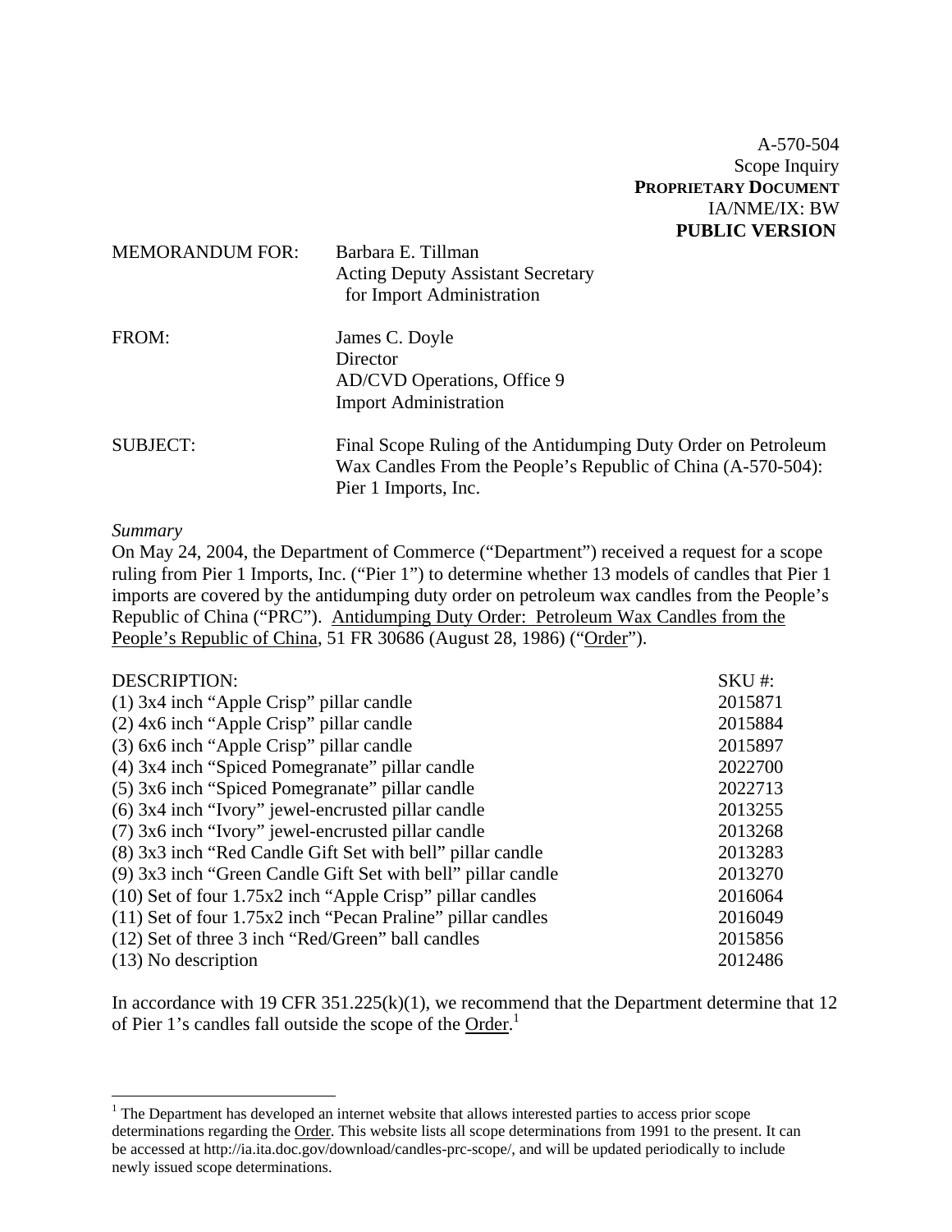A-570-504
Scope Inquiry
**PROPRIETARY DOCUMENT**
IA/NME/IX: BW
**PUBLIC VERSION**

MEMORANDUM FOR: Barbara E. Tillman
Acting Deputy Assistant Secretary
for Import Administration

FROM: James C. Doyle
Director
AD/CVD Operations, Office 9
Import Administration

SUBJECT: Final Scope Ruling of the Antidumping Duty Order on Petroleum Wax Candles From the People's Republic of China (A-570-504): Pier 1 Imports, Inc.

*Summary*

On May 24, 2004, the Department of Commerce ("Department") received a request for a scope ruling from Pier 1 Imports, Inc. ("Pier 1") to determine whether 13 models of candles that Pier 1 imports are covered by the antidumping duty order on petroleum wax candles from the People's Republic of China ("PRC"). Antidumping Duty Order: Petroleum Wax Candles from the People's Republic of China, 51 FR 30686 (August 28, 1986) ("Order").

| DESCRIPTION: | SKU #: |
|---|---|
| (1) 3x4 inch "Apple Crisp" pillar candle | 2015871 |
| (2) 4x6 inch "Apple Crisp" pillar candle | 2015884 |
| (3) 6x6 inch "Apple Crisp" pillar candle | 2015897 |
| (4) 3x4 inch "Spiced Pomegranate" pillar candle | 2022700 |
| (5) 3x6 inch "Spiced Pomegranate" pillar candle | 2022713 |
| (6) 3x4 inch "Ivory" jewel-encrusted pillar candle | 2013255 |
| (7) 3x6 inch "Ivory" jewel-encrusted pillar candle | 2013268 |
| (8) 3x3 inch "Red Candle Gift Set with bell" pillar candle | 2013283 |
| (9) 3x3 inch "Green Candle Gift Set with bell" pillar candle | 2013270 |
| (10) Set of four 1.75x2 inch "Apple Crisp" pillar candles | 2016064 |
| (11) Set of four 1.75x2 inch "Pecan Praline" pillar candles | 2016049 |
| (12) Set of three 3 inch "Red/Green" ball candles | 2015856 |
| (13) No description | 2012486 |

In accordance with 19 CFR 351.225(k)(1), we recommend that the Department determine that 12 of Pier 1's candles fall outside the scope of the Order.[1]

[1] The Department has developed an internet website that allows interested parties to access prior scope determinations regarding the Order. This website lists all scope determinations from 1991 to the present. It can be accessed at http://ia.ita.doc.gov/download/candles-prc-scope/, and will be updated periodically to include newly issued scope determinations.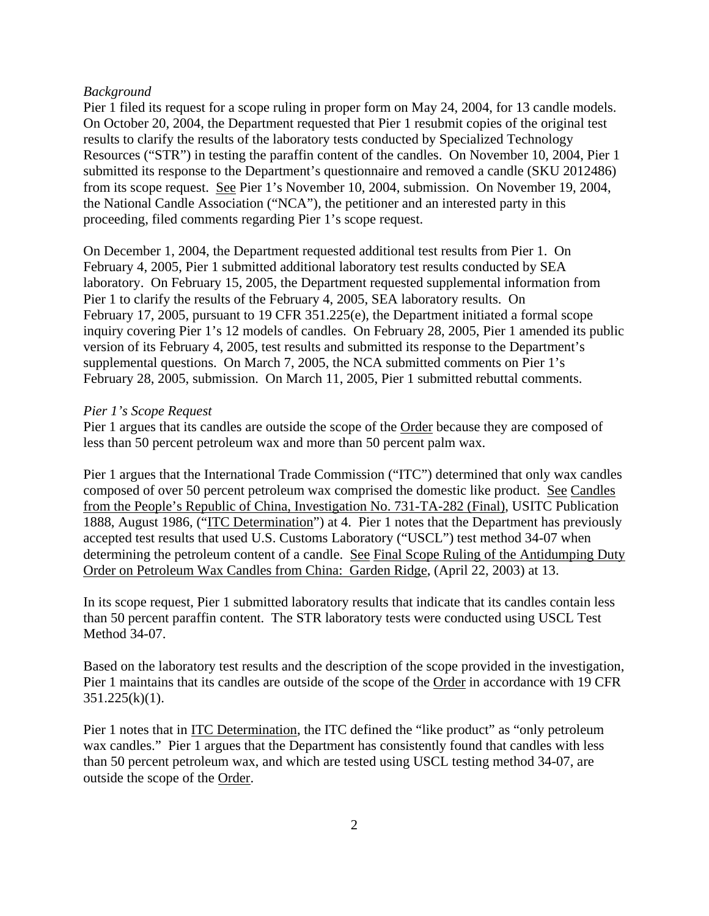*Background*

Pier 1 filed its request for a scope ruling in proper form on May 24, 2004, for 13 candle models. On October 20, 2004, the Department requested that Pier 1 resubmit copies of the original test results to clarify the results of the laboratory tests conducted by Specialized Technology Resources ("STR") in testing the paraffin content of the candles. On November 10, 2004, Pier 1 submitted its response to the Department's questionnaire and removed a candle (SKU 2012486) from its scope request. See Pier 1's November 10, 2004, submission. On November 19, 2004, the National Candle Association ("NCA"), the petitioner and an interested party in this proceeding, filed comments regarding Pier 1's scope request.

On December 1, 2004, the Department requested additional test results from Pier 1. On February 4, 2005, Pier 1 submitted additional laboratory test results conducted by SEA laboratory. On February 15, 2005, the Department requested supplemental information from Pier 1 to clarify the results of the February 4, 2005, SEA laboratory results. On February 17, 2005, pursuant to 19 CFR 351.225(e), the Department initiated a formal scope inquiry covering Pier 1's 12 models of candles. On February 28, 2005, Pier 1 amended its public version of its February 4, 2005, test results and submitted its response to the Department's supplemental questions. On March 7, 2005, the NCA submitted comments on Pier 1's February 28, 2005, submission. On March 11, 2005, Pier 1 submitted rebuttal comments.

*Pier 1's Scope Request*

Pier 1 argues that its candles are outside the scope of the Order because they are composed of less than 50 percent petroleum wax and more than 50 percent palm wax.

Pier 1 argues that the International Trade Commission ("ITC") determined that only wax candles composed of over 50 percent petroleum wax comprised the domestic like product. See Candles from the People's Republic of China, Investigation No. 731-TA-282 (Final), USITC Publication 1888, August 1986, ("ITC Determination") at 4. Pier 1 notes that the Department has previously accepted test results that used U.S. Customs Laboratory ("USCL") test method 34-07 when determining the petroleum content of a candle. See Final Scope Ruling of the Antidumping Duty Order on Petroleum Wax Candles from China: Garden Ridge, (April 22, 2003) at 13.

In its scope request, Pier 1 submitted laboratory results that indicate that its candles contain less than 50 percent paraffin content. The STR laboratory tests were conducted using USCL Test Method 34-07.

Based on the laboratory test results and the description of the scope provided in the investigation, Pier 1 maintains that its candles are outside of the scope of the Order in accordance with 19 CFR 351.225(k)(1).

Pier 1 notes that in ITC Determination, the ITC defined the "like product" as "only petroleum wax candles." Pier 1 argues that the Department has consistently found that candles with less than 50 percent petroleum wax, and which are tested using USCL testing method 34-07, are outside the scope of the Order.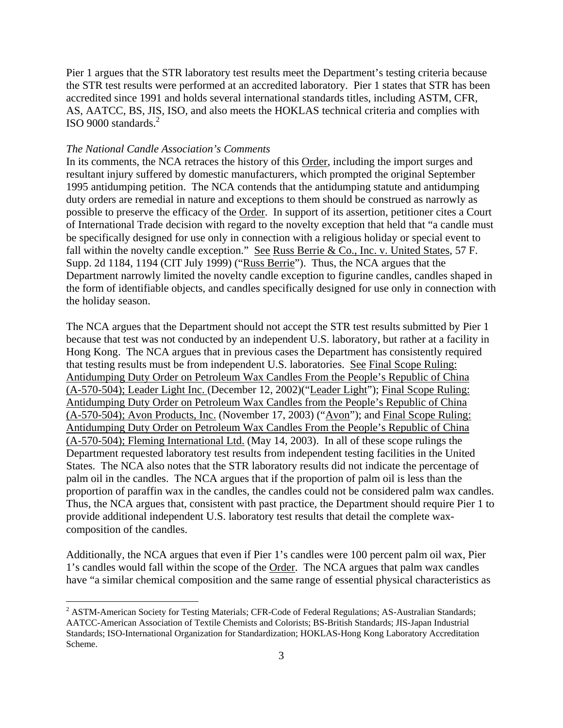Pier 1 argues that the STR laboratory test results meet the Department's testing criteria because the STR test results were performed at an accredited laboratory. Pier 1 states that STR has been accredited since 1991 and holds several international standards titles, including ASTM, CFR, AS, AATCC, BS, JIS, ISO, and also meets the HOKLAS technical criteria and complies with ISO 9000 standards.[2]

*The National Candle Association's Comments*

In its comments, the NCA retraces the history of this Order, including the import surges and resultant injury suffered by domestic manufacturers, which prompted the original September 1995 antidumping petition. The NCA contends that the antidumping statute and antidumping duty orders are remedial in nature and exceptions to them should be construed as narrowly as possible to preserve the efficacy of the Order. In support of its assertion, petitioner cites a Court of International Trade decision with regard to the novelty exception that held that "a candle must be specifically designed for use only in connection with a religious holiday or special event to fall within the novelty candle exception." See Russ Berrie & Co., Inc. v. United States, 57 F. Supp. 2d 1184, 1194 (CIT July 1999) ("Russ Berrie"). Thus, the NCA argues that the Department narrowly limited the novelty candle exception to figurine candles, candles shaped in the form of identifiable objects, and candles specifically designed for use only in connection with the holiday season.

The NCA argues that the Department should not accept the STR test results submitted by Pier 1 because that test was not conducted by an independent U.S. laboratory, but rather at a facility in Hong Kong. The NCA argues that in previous cases the Department has consistently required that testing results must be from independent U.S. laboratories. See Final Scope Ruling: Antidumping Duty Order on Petroleum Wax Candles From the People's Republic of China (A-570-504); Leader Light Inc. (December 12, 2002)("Leader Light"); Final Scope Ruling: Antidumping Duty Order on Petroleum Wax Candles from the People's Republic of China (A-570-504); Avon Products, Inc. (November 17, 2003) ("Avon"); and Final Scope Ruling: Antidumping Duty Order on Petroleum Wax Candles From the People's Republic of China (A-570-504); Fleming International Ltd. (May 14, 2003). In all of these scope rulings the Department requested laboratory test results from independent testing facilities in the United States. The NCA also notes that the STR laboratory results did not indicate the percentage of palm oil in the candles. The NCA argues that if the proportion of palm oil is less than the proportion of paraffin wax in the candles, the candles could not be considered palm wax candles. Thus, the NCA argues that, consistent with past practice, the Department should require Pier 1 to provide additional independent U.S. laboratory test results that detail the complete wax-composition of the candles.

Additionally, the NCA argues that even if Pier 1's candles were 100 percent palm oil wax, Pier 1's candles would fall within the scope of the Order. The NCA argues that palm wax candles have "a similar chemical composition and the same range of essential physical characteristics as

[2] ASTM-American Society for Testing Materials; CFR-Code of Federal Regulations; AS-Australian Standards; AATCC-American Association of Textile Chemists and Colorists; BS-British Standards; JIS-Japan Industrial Standards; ISO-International Organization for Standardization; HOKLAS-Hong Kong Laboratory Accreditation Scheme.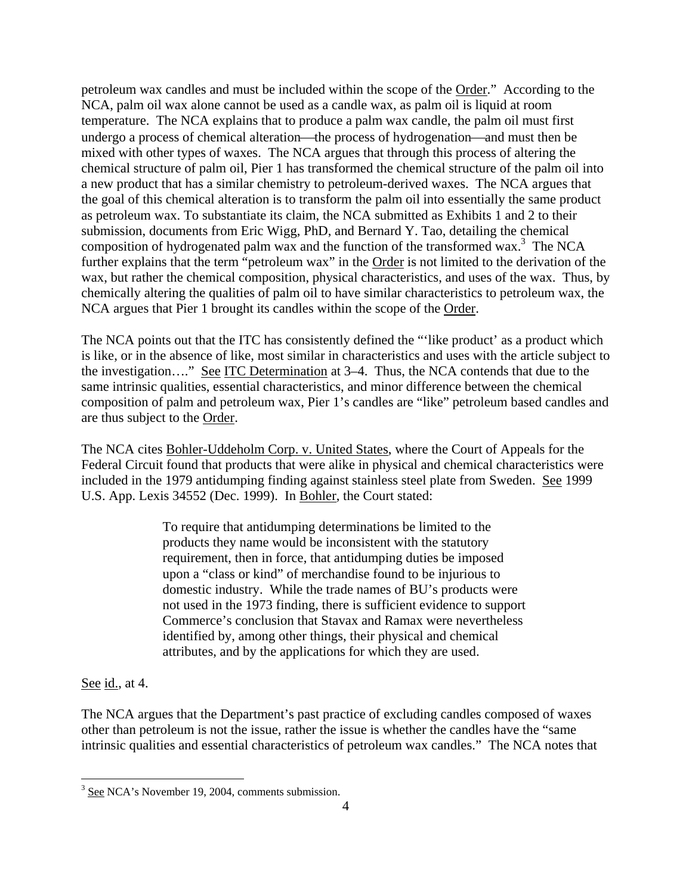petroleum wax candles and must be included within the scope of the Order." According to the NCA, palm oil wax alone cannot be used as a candle wax, as palm oil is liquid at room temperature. The NCA explains that to produce a palm wax candle, the palm oil must first undergo a process of chemical alteration—the process of hydrogenation—and must then be mixed with other types of waxes. The NCA argues that through this process of altering the chemical structure of palm oil, Pier 1 has transformed the chemical structure of the palm oil into a new product that has a similar chemistry to petroleum-derived waxes. The NCA argues that the goal of this chemical alteration is to transform the palm oil into essentially the same product as petroleum wax. To substantiate its claim, the NCA submitted as Exhibits 1 and 2 to their submission, documents from Eric Wigg, PhD, and Bernard Y. Tao, detailing the chemical composition of hydrogenated palm wax and the function of the transformed wax.[3] The NCA further explains that the term "petroleum wax" in the Order is not limited to the derivation of the wax, but rather the chemical composition, physical characteristics, and uses of the wax. Thus, by chemically altering the qualities of palm oil to have similar characteristics to petroleum wax, the NCA argues that Pier 1 brought its candles within the scope of the Order.

The NCA points out that the ITC has consistently defined the "'like product' as a product which is like, or in the absence of like, most similar in characteristics and uses with the article subject to the investigation…." See ITC Determination at 3–4. Thus, the NCA contends that due to the same intrinsic qualities, essential characteristics, and minor difference between the chemical composition of palm and petroleum wax, Pier 1's candles are "like" petroleum based candles and are thus subject to the Order.

The NCA cites Bohler-Uddeholm Corp. v. United States, where the Court of Appeals for the Federal Circuit found that products that were alike in physical and chemical characteristics were included in the 1979 antidumping finding against stainless steel plate from Sweden. See 1999 U.S. App. Lexis 34552 (Dec. 1999). In Bohler, the Court stated:

> To require that antidumping determinations be limited to the products they name would be inconsistent with the statutory requirement, then in force, that antidumping duties be imposed upon a "class or kind" of merchandise found to be injurious to domestic industry. While the trade names of BU's products were not used in the 1973 finding, there is sufficient evidence to support Commerce's conclusion that Stavax and Ramax were nevertheless identified by, among other things, their physical and chemical attributes, and by the applications for which they are used.

See id., at 4.

The NCA argues that the Department's past practice of excluding candles composed of waxes other than petroleum is not the issue, rather the issue is whether the candles have the "same intrinsic qualities and essential characteristics of petroleum wax candles." The NCA notes that

---

[3] See NCA's November 19, 2004, comments submission.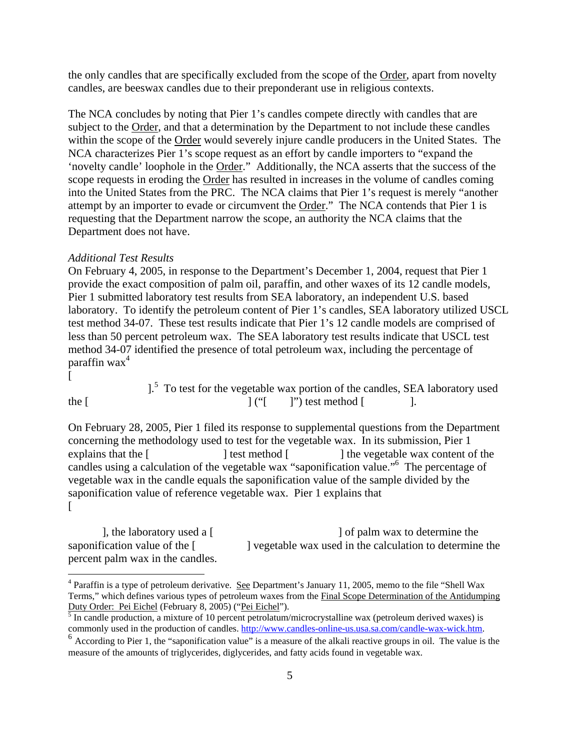the only candles that are specifically excluded from the scope of the Order, apart from novelty candles, are beeswax candles due to their preponderant use in religious contexts.

The NCA concludes by noting that Pier 1's candles compete directly with candles that are subject to the Order, and that a determination by the Department to not include these candles within the scope of the Order would severely injure candle producers in the United States. The NCA characterizes Pier 1's scope request as an effort by candle importers to "expand the 'novelty candle' loophole in the Order." Additionally, the NCA asserts that the success of the scope requests in eroding the Order has resulted in increases in the volume of candles coming into the United States from the PRC. The NCA claims that Pier 1's request is merely "another attempt by an importer to evade or circumvent the Order." The NCA contends that Pier 1 is requesting that the Department narrow the scope, an authority the NCA claims that the Department does not have.

*Additional Test Results*

On February 4, 2005, in response to the Department's December 1, 2004, request that Pier 1 provide the exact composition of palm oil, paraffin, and other waxes of its 12 candle models, Pier 1 submitted laboratory test results from SEA laboratory, an independent U.S. based laboratory. To identify the petroleum content of Pier 1's candles, SEA laboratory utilized USCL test method 34-07. These test results indicate that Pier 1's 12 candle models are comprised of less than 50 percent petroleum wax. The SEA laboratory test results indicate that USCL test method 34-07 identified the presence of total petroleum wax, including the percentage of paraffin wax[4]
[ ].[5] To test for the vegetable wax portion of the candles, SEA laboratory used the [ ] ("[ ]") test method [ ].

On February 28, 2005, Pier 1 filed its response to supplemental questions from the Department concerning the methodology used to test for the vegetable wax. In its submission, Pier 1 explains that the [ ] test method [ ] the vegetable wax content of the candles using a calculation of the vegetable wax "saponification value."[6] The percentage of vegetable wax in the candle equals the saponification value of the sample divided by the saponification value of reference vegetable wax. Pier 1 explains that
[ ], the laboratory used a [ ] of palm wax to determine the saponification value of the [ ] vegetable wax used in the calculation to determine the percent palm wax in the candles.

---

[4] Paraffin is a type of petroleum derivative. See Department's January 11, 2005, memo to the file "Shell Wax Terms," which defines various types of petroleum waxes from the Final Scope Determination of the Antidumping Duty Order: Pei Eichel (February 8, 2005) ("Pei Eichel").

[5] In candle production, a mixture of 10 percent petrolatum/microcrystalline wax (petroleum derived waxes) is commonly used in the production of candles. http://www.candles-online-us.usa.sa.com/candle-wax-wick.htm.

[6] According to Pier 1, the "saponification value" is a measure of the alkali reactive groups in oil. The value is the measure of the amounts of triglycerides, diglycerides, and fatty acids found in vegetable wax.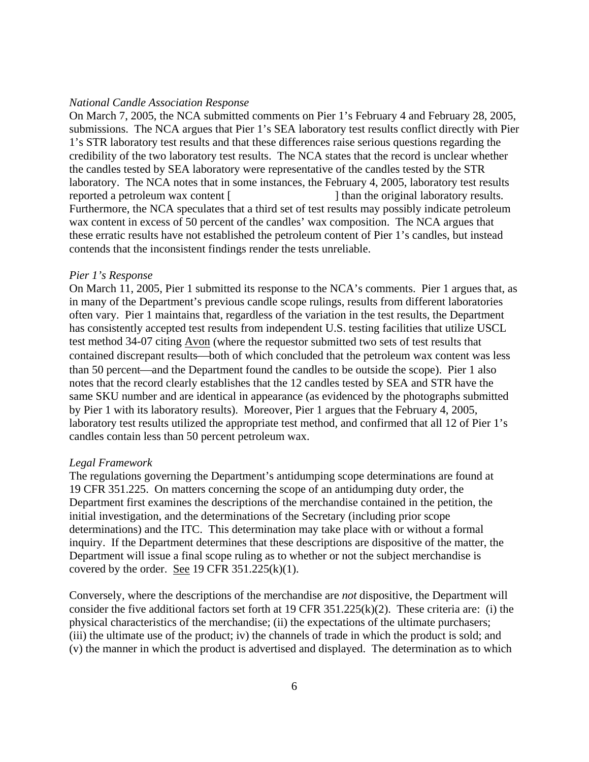*National Candle Association Response*

On March 7, 2005, the NCA submitted comments on Pier 1's February 4 and February 28, 2005, submissions. The NCA argues that Pier 1's SEA laboratory test results conflict directly with Pier 1's STR laboratory test results and that these differences raise serious questions regarding the credibility of the two laboratory test results. The NCA states that the record is unclear whether the candles tested by SEA laboratory were representative of the candles tested by the STR laboratory. The NCA notes that in some instances, the February 4, 2005, laboratory test results reported a petroleum wax content [ ] than the original laboratory results. Furthermore, the NCA speculates that a third set of test results may possibly indicate petroleum wax content in excess of 50 percent of the candles' wax composition. The NCA argues that these erratic results have not established the petroleum content of Pier 1's candles, but instead contends that the inconsistent findings render the tests unreliable.

*Pier 1's Response*

On March 11, 2005, Pier 1 submitted its response to the NCA's comments. Pier 1 argues that, as in many of the Department's previous candle scope rulings, results from different laboratories often vary. Pier 1 maintains that, regardless of the variation in the test results, the Department has consistently accepted test results from independent U.S. testing facilities that utilize USCL test method 34-07 citing Avon (where the requestor submitted two sets of test results that contained discrepant results—both of which concluded that the petroleum wax content was less than 50 percent—and the Department found the candles to be outside the scope). Pier 1 also notes that the record clearly establishes that the 12 candles tested by SEA and STR have the same SKU number and are identical in appearance (as evidenced by the photographs submitted by Pier 1 with its laboratory results). Moreover, Pier 1 argues that the February 4, 2005, laboratory test results utilized the appropriate test method, and confirmed that all 12 of Pier 1's candles contain less than 50 percent petroleum wax.

*Legal Framework*

The regulations governing the Department's antidumping scope determinations are found at 19 CFR 351.225. On matters concerning the scope of an antidumping duty order, the Department first examines the descriptions of the merchandise contained in the petition, the initial investigation, and the determinations of the Secretary (including prior scope determinations) and the ITC. This determination may take place with or without a formal inquiry. If the Department determines that these descriptions are dispositive of the matter, the Department will issue a final scope ruling as to whether or not the subject merchandise is covered by the order. See 19 CFR 351.225(k)(1).

Conversely, where the descriptions of the merchandise are *not* dispositive, the Department will consider the five additional factors set forth at 19 CFR 351.225(k)(2). These criteria are: (i) the physical characteristics of the merchandise; (ii) the expectations of the ultimate purchasers; (iii) the ultimate use of the product; iv) the channels of trade in which the product is sold; and (v) the manner in which the product is advertised and displayed. The determination as to which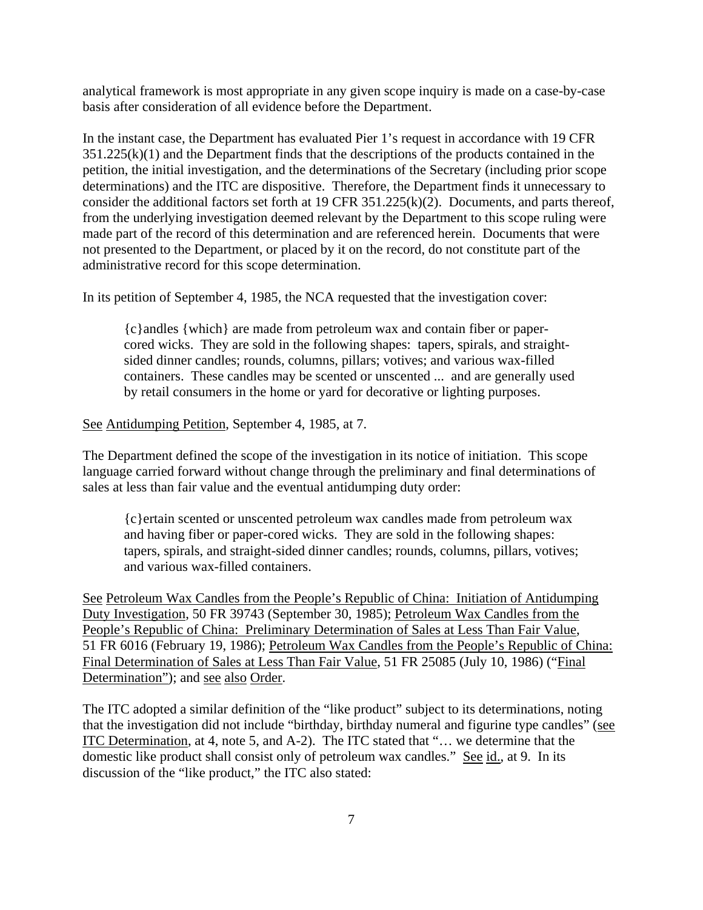analytical framework is most appropriate in any given scope inquiry is made on a case-by-case basis after consideration of all evidence before the Department.

In the instant case, the Department has evaluated Pier 1's request in accordance with 19 CFR 351.225(k)(1) and the Department finds that the descriptions of the products contained in the petition, the initial investigation, and the determinations of the Secretary (including prior scope determinations) and the ITC are dispositive. Therefore, the Department finds it unnecessary to consider the additional factors set forth at 19 CFR 351.225(k)(2). Documents, and parts thereof, from the underlying investigation deemed relevant by the Department to this scope ruling were made part of the record of this determination and are referenced herein. Documents that were not presented to the Department, or placed by it on the record, do not constitute part of the administrative record for this scope determination.

In its petition of September 4, 1985, the NCA requested that the investigation cover:

> {c}andles {which} are made from petroleum wax and contain fiber or paper-cored wicks. They are sold in the following shapes: tapers, spirals, and straight-sided dinner candles; rounds, columns, pillars; votives; and various wax-filled containers. These candles may be scented or unscented ... and are generally used by retail consumers in the home or yard for decorative or lighting purposes.

See Antidumping Petition, September 4, 1985, at 7.

The Department defined the scope of the investigation in its notice of initiation. This scope language carried forward without change through the preliminary and final determinations of sales at less than fair value and the eventual antidumping duty order:

> {c}ertain scented or unscented petroleum wax candles made from petroleum wax and having fiber or paper-cored wicks. They are sold in the following shapes: tapers, spirals, and straight-sided dinner candles; rounds, columns, pillars, votives; and various wax-filled containers.

See Petroleum Wax Candles from the People's Republic of China: Initiation of Antidumping Duty Investigation, 50 FR 39743 (September 30, 1985); Petroleum Wax Candles from the People's Republic of China: Preliminary Determination of Sales at Less Than Fair Value, 51 FR 6016 (February 19, 1986); Petroleum Wax Candles from the People's Republic of China: Final Determination of Sales at Less Than Fair Value, 51 FR 25085 (July 10, 1986) ("Final Determination"); and see also Order.

The ITC adopted a similar definition of the "like product" subject to its determinations, noting that the investigation did not include "birthday, birthday numeral and figurine type candles" (see ITC Determination, at 4, note 5, and A-2). The ITC stated that "… we determine that the domestic like product shall consist only of petroleum wax candles." See id., at 9. In its discussion of the "like product," the ITC also stated: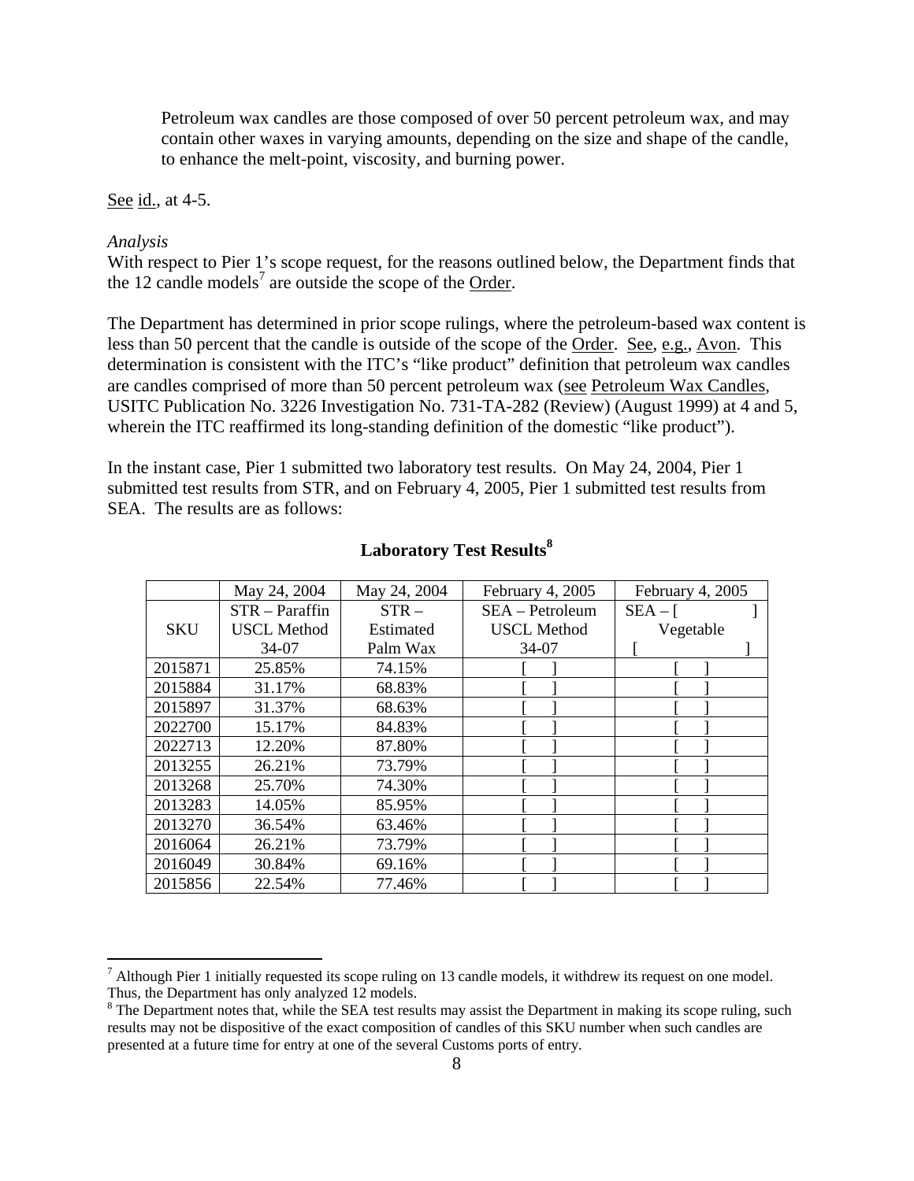> Petroleum wax candles are those composed of over 50 percent petroleum wax, and may contain other waxes in varying amounts, depending on the size and shape of the candle, to enhance the melt-point, viscosity, and burning power.

See id., at 4-5.

*Analysis*

With respect to Pier 1's scope request, for the reasons outlined below, the Department finds that the 12 candle models[7] are outside the scope of the Order.

The Department has determined in prior scope rulings, where the petroleum-based wax content is less than 50 percent that the candle is outside of the scope of the Order. See, e.g., Avon. This determination is consistent with the ITC's "like product" definition that petroleum wax candles are candles comprised of more than 50 percent petroleum wax (see Petroleum Wax Candles, USITC Publication No. 3226 Investigation No. 731-TA-282 (Review) (August 1999) at 4 and 5, wherein the ITC reaffirmed its long-standing definition of the domestic "like product").

In the instant case, Pier 1 submitted two laboratory test results. On May 24, 2004, Pier 1 submitted test results from STR, and on February 4, 2005, Pier 1 submitted test results from SEA. The results are as follows:

**Laboratory Test Results[8]**

| | May 24, 2004 | May 24, 2004 | February 4, 2005 | February 4, 2005 |
|---|---|---|---|---|
| SKU | STR – Paraffin USCL Method 34-07 | STR – Estimated Palm Wax | SEA – Petroleum USCL Method 34-07 | SEA – [ ] Vegetable [ ] |
| 2015871 | 25.85% | 74.15% | [ ] | [ ] |
| 2015884 | 31.17% | 68.83% | [ ] | [ ] |
| 2015897 | 31.37% | 68.63% | [ ] | [ ] |
| 2022700 | 15.17% | 84.83% | [ ] | [ ] |
| 2022713 | 12.20% | 87.80% | [ ] | [ ] |
| 2013255 | 26.21% | 73.79% | [ ] | [ ] |
| 2013268 | 25.70% | 74.30% | [ ] | [ ] |
| 2013283 | 14.05% | 85.95% | [ ] | [ ] |
| 2013270 | 36.54% | 63.46% | [ ] | [ ] |
| 2016064 | 26.21% | 73.79% | [ ] | [ ] |
| 2016049 | 30.84% | 69.16% | [ ] | [ ] |
| 2015856 | 22.54% | 77.46% | [ ] | [ ] |

---

[7] Although Pier 1 initially requested its scope ruling on 13 candle models, it withdrew its request on one model. Thus, the Department has only analyzed 12 models.

[8] The Department notes that, while the SEA test results may assist the Department in making its scope ruling, such results may not be dispositive of the exact composition of candles of this SKU number when such candles are presented at a future time for entry at one of the several Customs ports of entry.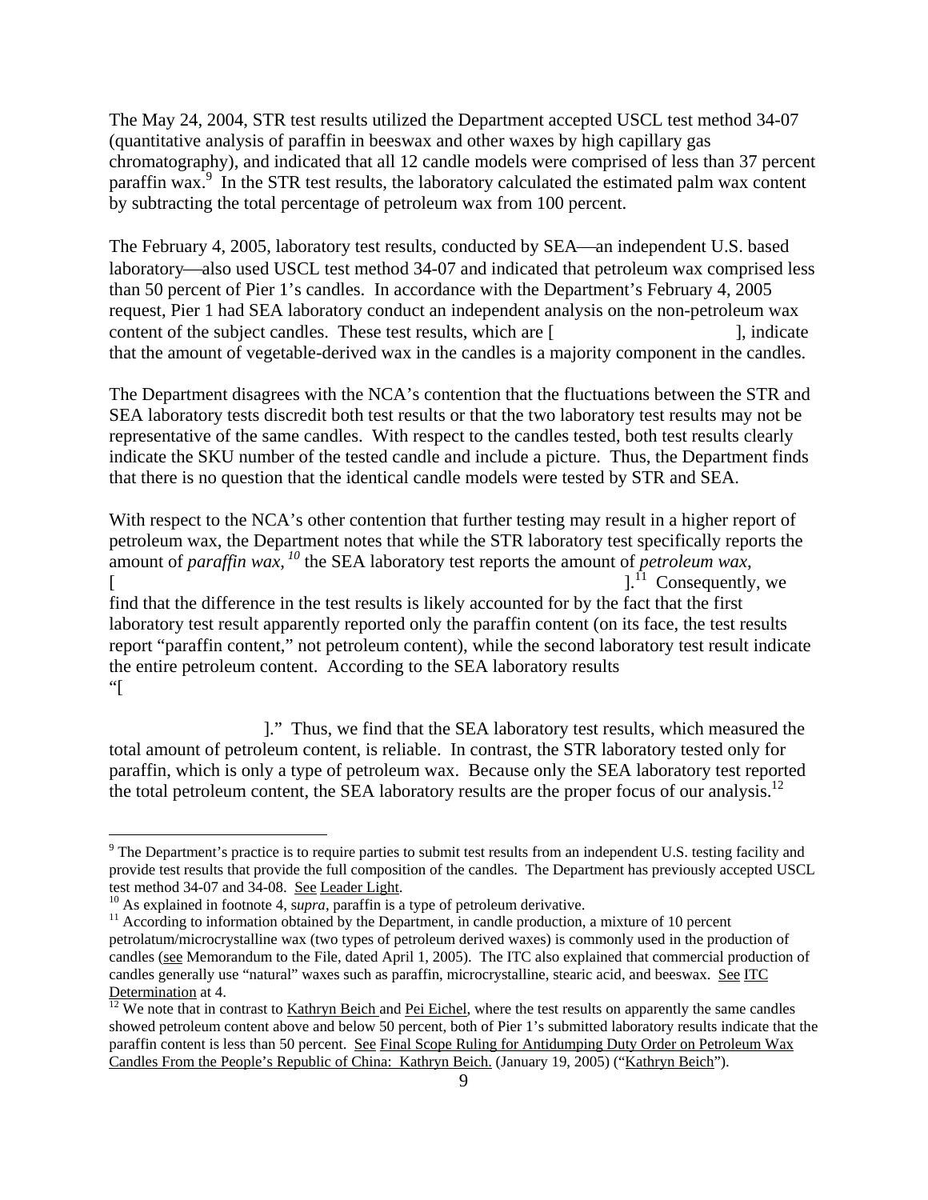The May 24, 2004, STR test results utilized the Department accepted USCL test method 34-07 (quantitative analysis of paraffin in beeswax and other waxes by high capillary gas chromatography), and indicated that all 12 candle models were comprised of less than 37 percent paraffin wax.[9] In the STR test results, the laboratory calculated the estimated palm wax content by subtracting the total percentage of petroleum wax from 100 percent.

The February 4, 2005, laboratory test results, conducted by SEA—an independent U.S. based laboratory—also used USCL test method 34-07 and indicated that petroleum wax comprised less than 50 percent of Pier 1's candles. In accordance with the Department's February 4, 2005 request, Pier 1 had SEA laboratory conduct an independent analysis on the non-petroleum wax content of the subject candles. These test results, which are [ ], indicate that the amount of vegetable-derived wax in the candles is a majority component in the candles.

The Department disagrees with the NCA's contention that the fluctuations between the STR and SEA laboratory tests discredit both test results or that the two laboratory test results may not be representative of the same candles. With respect to the candles tested, both test results clearly indicate the SKU number of the tested candle and include a picture. Thus, the Department finds that there is no question that the identical candle models were tested by STR and SEA.

With respect to the NCA's other contention that further testing may result in a higher report of petroleum wax, the Department notes that while the STR laboratory test specifically reports the amount of *paraffin wax*,[10] the SEA laboratory test reports the amount of *petroleum wax*, [ ].[11] Consequently, we find that the difference in the test results is likely accounted for by the fact that the first laboratory test result apparently reported only the paraffin content (on its face, the test results report "paraffin content," not petroleum content), while the second laboratory test result indicate the entire petroleum content. According to the SEA laboratory results "[ ]." Thus, we find that the SEA laboratory test results, which measured the total amount of petroleum content, is reliable. In contrast, the STR laboratory tested only for paraffin, which is only a type of petroleum wax. Because only the SEA laboratory test reported the total petroleum content, the SEA laboratory results are the proper focus of our analysis.[12]

---

[9] The Department's practice is to require parties to submit test results from an independent U.S. testing facility and provide test results that provide the full composition of the candles. The Department has previously accepted USCL test method 34-07 and 34-08. See Leader Light.

[10] As explained in footnote 4, *supra*, paraffin is a type of petroleum derivative.

[11] According to information obtained by the Department, in candle production, a mixture of 10 percent petrolatum/microcrystalline wax (two types of petroleum derived waxes) is commonly used in the production of candles (see Memorandum to the File, dated April 1, 2005). The ITC also explained that commercial production of candles generally use "natural" waxes such as paraffin, microcrystalline, stearic acid, and beeswax. See ITC Determination at 4.

[12] We note that in contrast to Kathryn Beich and Pei Eichel, where the test results on apparently the same candles showed petroleum content above and below 50 percent, both of Pier 1's submitted laboratory results indicate that the paraffin content is less than 50 percent. See Final Scope Ruling for Antidumping Duty Order on Petroleum Wax Candles From the People's Republic of China: Kathryn Beich. (January 19, 2005) ("Kathryn Beich").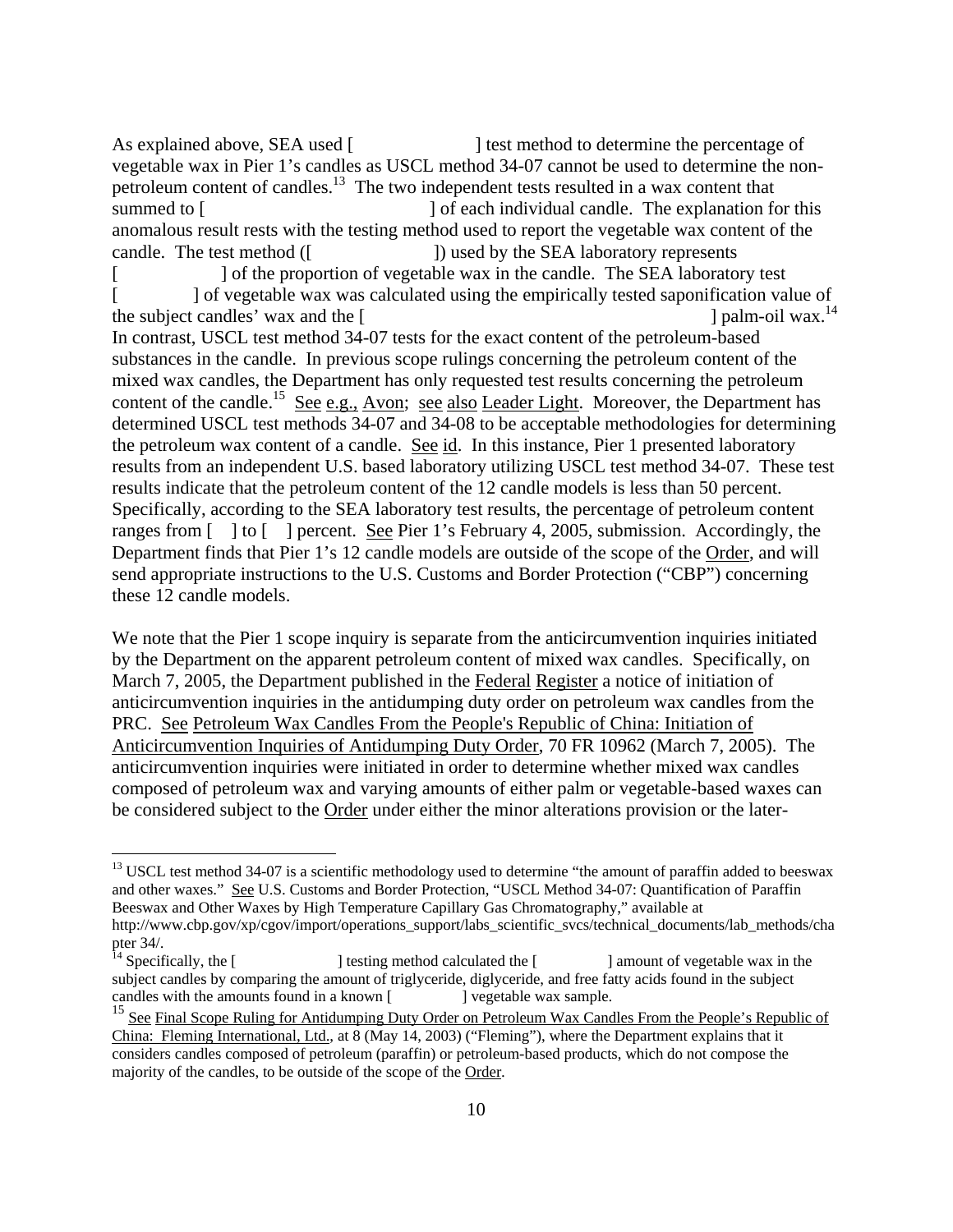As explained above, SEA used [                    ] test method to determine the percentage of vegetable wax in Pier 1's candles as USCL method 34-07 cannot be used to determine the non-petroleum content of candles.[13] The two independent tests resulted in a wax content that summed to [                              ] of each individual candle. The explanation for this anomalous result rests with the testing method used to report the vegetable wax content of the candle. The test method ([                    ]) used by the SEA laboratory represents [                ] of the proportion of vegetable wax in the candle. The SEA laboratory test [            ] of vegetable wax was calculated using the empirically tested saponification value of the subject candles' wax and the [                                                            ] palm-oil wax.[14] In contrast, USCL test method 34-07 tests for the exact content of the petroleum-based substances in the candle. In previous scope rulings concerning the petroleum content of the mixed wax candles, the Department has only requested test results concerning the petroleum content of the candle.[15] See e.g., Avon; see also Leader Light. Moreover, the Department has determined USCL test methods 34-07 and 34-08 to be acceptable methodologies for determining the petroleum wax content of a candle. See id. In this instance, Pier 1 presented laboratory results from an independent U.S. based laboratory utilizing USCL test method 34-07. These test results indicate that the petroleum content of the 12 candle models is less than 50 percent. Specifically, according to the SEA laboratory test results, the percentage of petroleum content ranges from [   ] to [   ] percent. See Pier 1's February 4, 2005, submission. Accordingly, the Department finds that Pier 1's 12 candle models are outside of the scope of the Order, and will send appropriate instructions to the U.S. Customs and Border Protection ("CBP") concerning these 12 candle models.

We note that the Pier 1 scope inquiry is separate from the anticircumvention inquiries initiated by the Department on the apparent petroleum content of mixed wax candles. Specifically, on March 7, 2005, the Department published in the Federal Register a notice of initiation of anticircumvention inquiries in the antidumping duty order on petroleum wax candles from the PRC. See Petroleum Wax Candles From the People's Republic of China: Initiation of Anticircumvention Inquiries of Antidumping Duty Order, 70 FR 10962 (March 7, 2005). The anticircumvention inquiries were initiated in order to determine whether mixed wax candles composed of petroleum wax and varying amounts of either palm or vegetable-based waxes can be considered subject to the Order under either the minor alterations provision or the later-

---

[13] USCL test method 34-07 is a scientific methodology used to determine "the amount of paraffin added to beeswax and other waxes." See U.S. Customs and Border Protection, "USCL Method 34-07: Quantification of Paraffin Beeswax and Other Waxes by High Temperature Capillary Gas Chromatography," available at http://www.cbp.gov/xp/cgov/import/operations_support/labs_scientific_svcs/technical_documents/lab_methods/chapter 34/.

[14] Specifically, the [                    ] testing method calculated the [              ] amount of vegetable wax in the subject candles by comparing the amount of triglyceride, diglyceride, and free fatty acids found in the subject candles with the amounts found in a known [              ] vegetable wax sample.

[15] See Final Scope Ruling for Antidumping Duty Order on Petroleum Wax Candles From the People's Republic of China: Fleming International, Ltd., at 8 (May 14, 2003) ("Fleming"), where the Department explains that it considers candles composed of petroleum (paraffin) or petroleum-based products, which do not compose the majority of the candles, to be outside of the scope of the Order.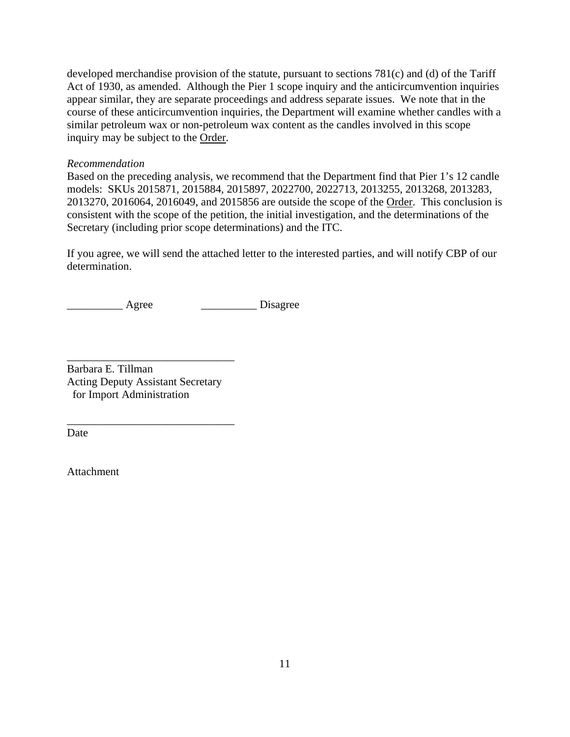developed merchandise provision of the statute, pursuant to sections 781(c) and (d) of the Tariff Act of 1930, as amended. Although the Pier 1 scope inquiry and the anticircumvention inquiries appear similar, they are separate proceedings and address separate issues. We note that in the course of these anticircumvention inquiries, the Department will examine whether candles with a similar petroleum wax or non-petroleum wax content as the candles involved in this scope inquiry may be subject to the Order.

*Recommendation*

Based on the preceding analysis, we recommend that the Department find that Pier 1's 12 candle models: SKUs 2015871, 2015884, 2015897, 2022700, 2022713, 2013255, 2013268, 2013283, 2013270, 2016064, 2016049, and 2015856 are outside the scope of the Order. This conclusion is consistent with the scope of the petition, the initial investigation, and the determinations of the Secretary (including prior scope determinations) and the ITC.

If you agree, we will send the attached letter to the interested parties, and will notify CBP of our determination.

__________ Agree __________ Disagree

______________________________
Barbara E. Tillman
Acting Deputy Assistant Secretary
for Import Administration

______________________________
Date

Attachment